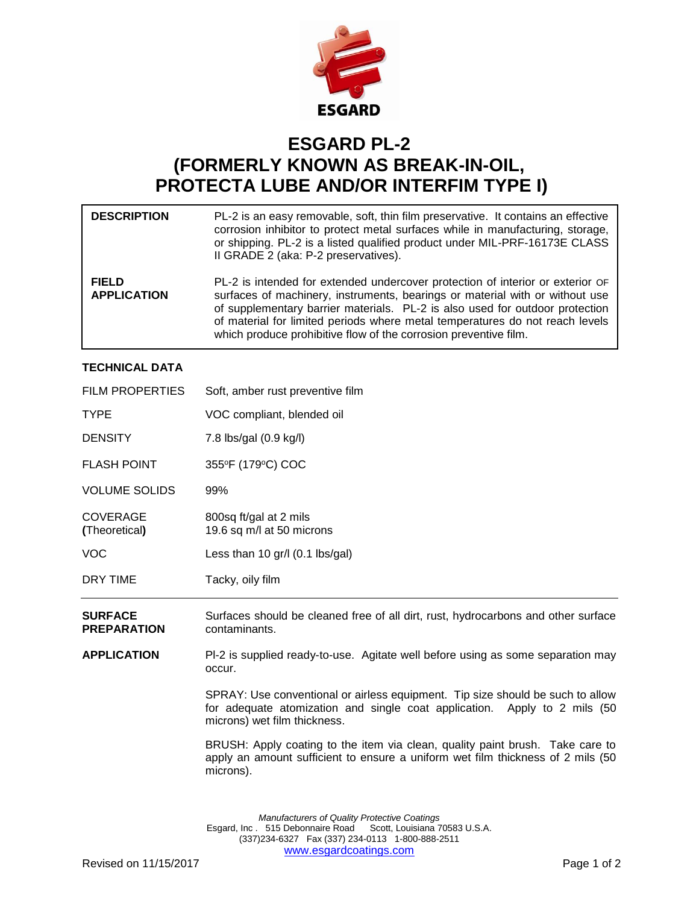ESGARD

# ESGARD PL-2
# (FORMERLY KNOWN AS BREAK-IN-OIL, PROTECTA LUBE AND/OR INTERFIM TYPE I)

| | |
|---|---|
| **DESCRIPTION** | PL-2 is an easy removable, soft, thin film preservative. It contains an effective corrosion inhibitor to protect metal surfaces while in manufacturing, storage, or shipping. PL-2 is a listed qualified product under MIL-PRF-16173E CLASS II GRADE 2 (aka: P-2 preservatives). |
| **FIELD APPLICATION** | PL-2 is intended for extended undercover protection of interior or exterior OF surfaces of machinery, instruments, bearings or material with or without use of supplementary barrier materials. PL-2 is also used for outdoor protection of material for limited periods where metal temperatures do not reach levels which produce prohibitive flow of the corrosion preventive film. |

## TECHNICAL DATA

| | |
|---|---|
| FILM PROPERTIES | Soft, amber rust preventive film |
| TYPE | VOC compliant, blended oil |
| DENSITY | 7.8 lbs/gal (0.9 kg/l) |
| FLASH POINT | 355ºF (179ºC) COC |
| VOLUME SOLIDS | 99% |
| COVERAGE **(**Theoretical**)** | 800sq ft/gal at 2 mils<br>19.6 sq m/l at 50 microns |
| VOC | Less than 10 gr/l (0.1 lbs/gal) |
| DRY TIME | Tacky, oily film |

---

**SURFACE PREPARATION**

Surfaces should be cleaned free of all dirt, rust, hydrocarbons and other surface contaminants.

**APPLICATION**

Pl-2 is supplied ready-to-use. Agitate well before using as some separation may occur.

SPRAY: Use conventional or airless equipment. Tip size should be such to allow for adequate atomization and single coat application. Apply to 2 mils (50 microns) wet film thickness.

BRUSH: Apply coating to the item via clean, quality paint brush. Take care to apply an amount sufficient to ensure a uniform wet film thickness of 2 mils (50 microns).

*Manufacturers of Quality Protective Coatings*
Esgard, Inc . 515 Debonnaire Road Scott, Louisiana 70583 U.S.A.
(337)234-6327 Fax (337) 234-0113 1-800-888-2511
www.esgardcoatings.com

Revised on 11/15/2017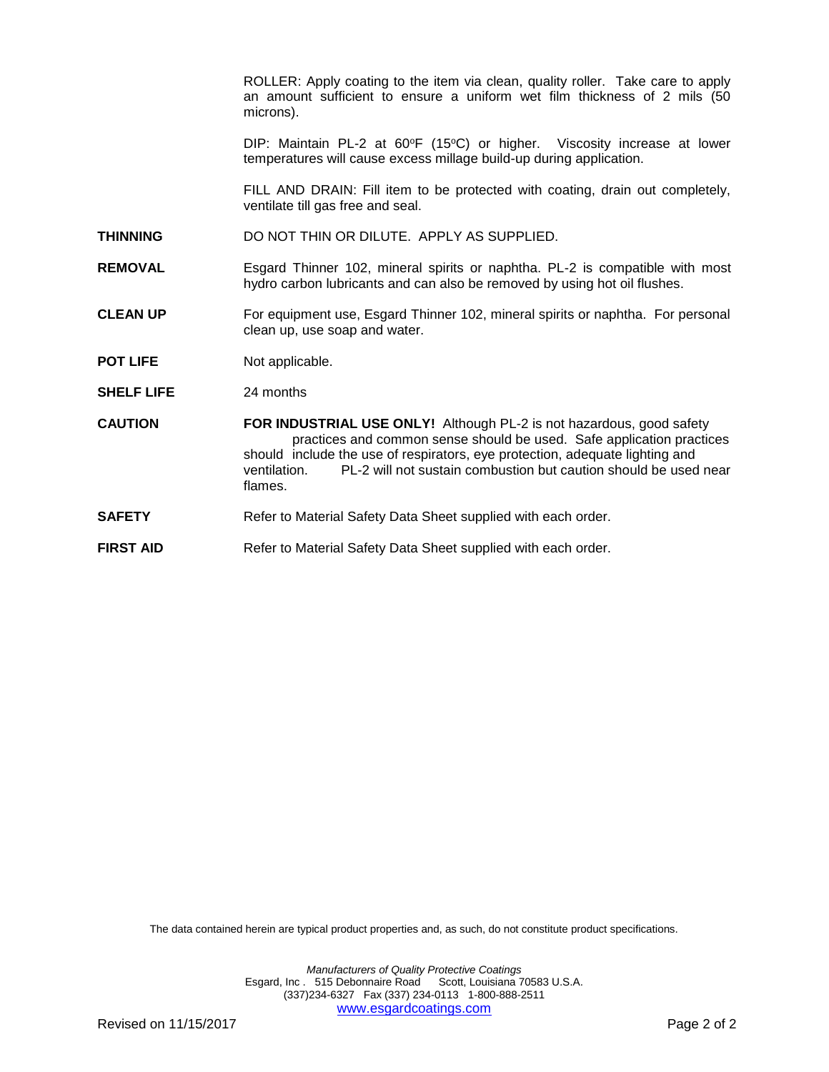ROLLER: Apply coating to the item via clean, quality roller. Take care to apply an amount sufficient to ensure a uniform wet film thickness of 2 mils (50 microns).

DIP: Maintain PL-2 at 60ºF (15ºC) or higher. Viscosity increase at lower temperatures will cause excess millage build-up during application.

FILL AND DRAIN: Fill item to be protected with coating, drain out completely, ventilate till gas free and seal.

**THINNING** DO NOT THIN OR DILUTE. APPLY AS SUPPLIED.

**REMOVAL** Esgard Thinner 102, mineral spirits or naphtha. PL-2 is compatible with most hydro carbon lubricants and can also be removed by using hot oil flushes.

**CLEAN UP** For equipment use, Esgard Thinner 102, mineral spirits or naphtha. For personal clean up, use soap and water.

**POT LIFE** Not applicable.

**SHELF LIFE** 24 months

**CAUTION** **FOR INDUSTRIAL USE ONLY!** Although PL-2 is not hazardous, good safety practices and common sense should be used. Safe application practices should include the use of respirators, eye protection, adequate lighting and ventilation. PL-2 will not sustain combustion but caution should be used near flames.

**SAFETY** Refer to Material Safety Data Sheet supplied with each order.

**FIRST AID** Refer to Material Safety Data Sheet supplied with each order.

The data contained herein are typical product properties and, as such, do not constitute product specifications.

*Manufacturers of Quality Protective Coatings*
Esgard, Inc . 515 Debonnaire Road Scott, Louisiana 70583 U.S.A.
(337)234-6327 Fax (337) 234-0113 1-800-888-2511
www.esgardcoatings.com

Revised on 11/15/2017